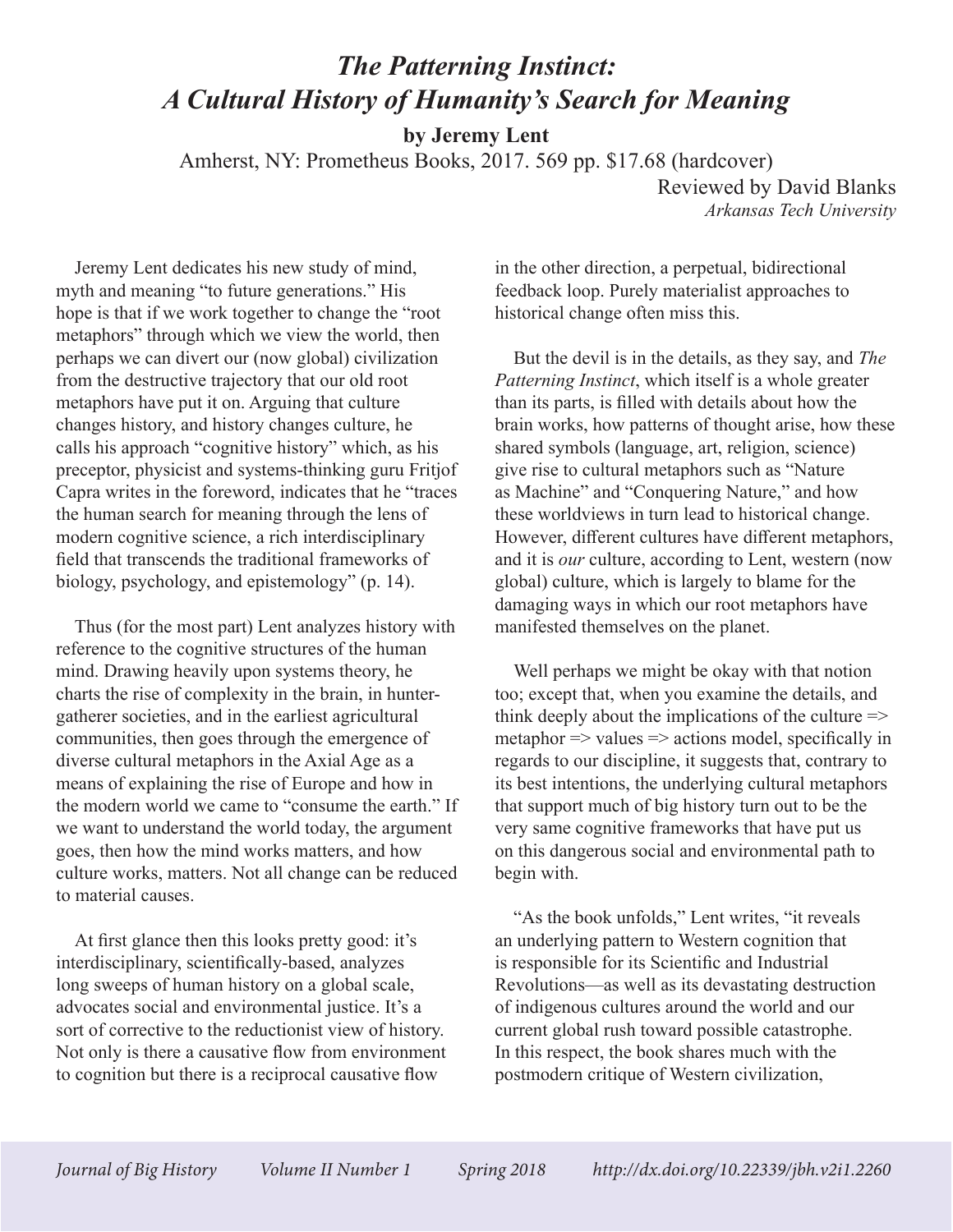# *The Patterning Instinct: A Cultural History of Humanity's Search for Meaning*

**by Jeremy Lent**

Amherst, NY: Prometheus Books, 2017. 569 pp. $17.68 (hardcover)

Reviewed by David Blanks
*Arkansas Tech University*

Jeremy Lent dedicates his new study of mind, myth and meaning "to future generations." His hope is that if we work together to change the "root metaphors" through which we view the world, then perhaps we can divert our (now global) civilization from the destructive trajectory that our old root metaphors have put it on. Arguing that culture changes history, and history changes culture, he calls his approach "cognitive history" which, as his preceptor, physicist and systems-thinking guru Fritjof Capra writes in the foreword, indicates that he "traces the human search for meaning through the lens of modern cognitive science, a rich interdisciplinary field that transcends the traditional frameworks of biology, psychology, and epistemology" (p. 14).

Thus (for the most part) Lent analyzes history with reference to the cognitive structures of the human mind. Drawing heavily upon systems theory, he charts the rise of complexity in the brain, in hunter-gatherer societies, and in the earliest agricultural communities, then goes through the emergence of diverse cultural metaphors in the Axial Age as a means of explaining the rise of Europe and how in the modern world we came to "consume the earth." If we want to understand the world today, the argument goes, then how the mind works matters, and how culture works, matters. Not all change can be reduced to material causes.

At first glance then this looks pretty good: it's interdisciplinary, scientifically-based, analyzes long sweeps of human history on a global scale, advocates social and environmental justice. It's a sort of corrective to the reductionist view of history. Not only is there a causative flow from environment to cognition but there is a reciprocal causative flow in the other direction, a perpetual, bidirectional feedback loop. Purely materialist approaches to historical change often miss this.

But the devil is in the details, as they say, and *The Patterning Instinct*, which itself is a whole greater than its parts, is filled with details about how the brain works, how patterns of thought arise, how these shared symbols (language, art, religion, science) give rise to cultural metaphors such as "Nature as Machine" and "Conquering Nature," and how these worldviews in turn lead to historical change. However, different cultures have different metaphors, and it is *our* culture, according to Lent, western (now global) culture, which is largely to blame for the damaging ways in which our root metaphors have manifested themselves on the planet.

Well perhaps we might be okay with that notion too; except that, when you examine the details, and think deeply about the implications of the culture => metaphor => values => actions model, specifically in regards to our discipline, it suggests that, contrary to its best intentions, the underlying cultural metaphors that support much of big history turn out to be the very same cognitive frameworks that have put us on this dangerous social and environmental path to begin with.

"As the book unfolds," Lent writes, "it reveals an underlying pattern to Western cognition that is responsible for its Scientific and Industrial Revolutions—as well as its devastating destruction of indigenous cultures around the world and our current global rush toward possible catastrophe. In this respect, the book shares much with the postmodern critique of Western civilization,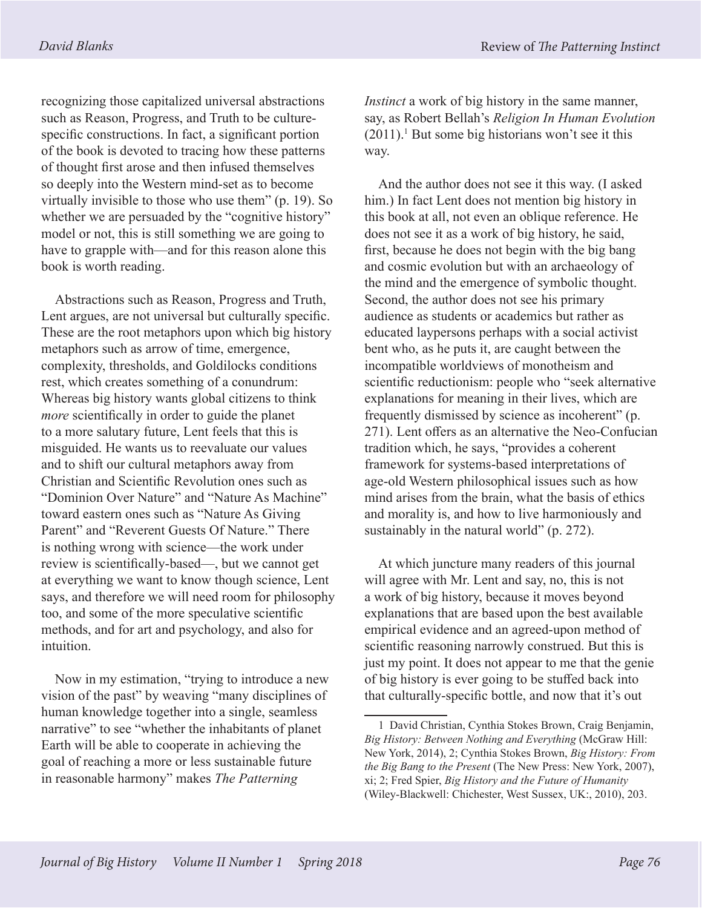recognizing those capitalized universal abstractions such as Reason, Progress, and Truth to be culture-specific constructions. In fact, a significant portion of the book is devoted to tracing how these patterns of thought first arose and then infused themselves so deeply into the Western mind-set as to become virtually invisible to those who use them" (p. 19). So whether we are persuaded by the "cognitive history" model or not, this is still something we are going to have to grapple with—and for this reason alone this book is worth reading.

Abstractions such as Reason, Progress and Truth, Lent argues, are not universal but culturally specific. These are the root metaphors upon which big history metaphors such as arrow of time, emergence, complexity, thresholds, and Goldilocks conditions rest, which creates something of a conundrum: Whereas big history wants global citizens to think *more* scientifically in order to guide the planet to a more salutary future, Lent feels that this is misguided. He wants us to reevaluate our values and to shift our cultural metaphors away from Christian and Scientific Revolution ones such as "Dominion Over Nature" and "Nature As Machine" toward eastern ones such as "Nature As Giving Parent" and "Reverent Guests Of Nature." There is nothing wrong with science—the work under review is scientifically-based—, but we cannot get at everything we want to know though science, Lent says, and therefore we will need room for philosophy too, and some of the more speculative scientific methods, and for art and psychology, and also for intuition.

Now in my estimation, "trying to introduce a new vision of the past" by weaving "many disciplines of human knowledge together into a single, seamless narrative" to see "whether the inhabitants of planet Earth will be able to cooperate in achieving the goal of reaching a more or less sustainable future in reasonable harmony" makes *The Patterning Instinct* a work of big history in the same manner, say, as Robert Bellah's *Religion In Human Evolution* (2011).[1] But some big historians won't see it this way.

And the author does not see it this way. (I asked him.) In fact Lent does not mention big history in this book at all, not even an oblique reference. He does not see it as a work of big history, he said, first, because he does not begin with the big bang and cosmic evolution but with an archaeology of the mind and the emergence of symbolic thought. Second, the author does not see his primary audience as students or academics but rather as educated laypersons perhaps with a social activist bent who, as he puts it, are caught between the incompatible worldviews of monotheism and scientific reductionism: people who "seek alternative explanations for meaning in their lives, which are frequently dismissed by science as incoherent" (p. 271). Lent offers as an alternative the Neo-Confucian tradition which, he says, "provides a coherent framework for systems-based interpretations of age-old Western philosophical issues such as how mind arises from the brain, what the basis of ethics and morality is, and how to live harmoniously and sustainably in the natural world" (p. 272).

At which juncture many readers of this journal will agree with Mr. Lent and say, no, this is not a work of big history, because it moves beyond explanations that are based upon the best available empirical evidence and an agreed-upon method of scientific reasoning narrowly construed. But this is just my point. It does not appear to me that the genie of big history is ever going to be stuffed back into that culturally-specific bottle, and now that it's out

---

1 David Christian, Cynthia Stokes Brown, Craig Benjamin, *Big History: Between Nothing and Everything* (McGraw Hill: New York, 2014), 2; Cynthia Stokes Brown, *Big History: From the Big Bang to the Present* (The New Press: New York, 2007), xi; 2; Fred Spier, *Big History and the Future of Humanity* (Wiley-Blackwell: Chichester, West Sussex, UK:, 2010), 203.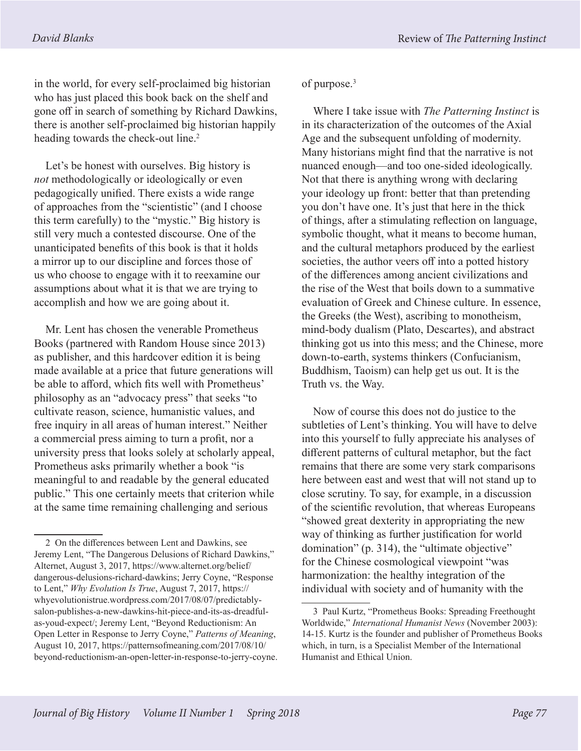in the world, for every self-proclaimed big historian who has just placed this book back on the shelf and gone off in search of something by Richard Dawkins, there is another self-proclaimed big historian happily heading towards the check-out line.[2]

Let's be honest with ourselves. Big history is *not* methodologically or ideologically or even pedagogically unified. There exists a wide range of approaches from the "scientistic" (and I choose this term carefully) to the "mystic." Big history is still very much a contested discourse. One of the unanticipated benefits of this book is that it holds a mirror up to our discipline and forces those of us who choose to engage with it to reexamine our assumptions about what it is that we are trying to accomplish and how we are going about it.

Mr. Lent has chosen the venerable Prometheus Books (partnered with Random House since 2013) as publisher, and this hardcover edition it is being made available at a price that future generations will be able to afford, which fits well with Prometheus' philosophy as an "advocacy press" that seeks "to cultivate reason, science, humanistic values, and free inquiry in all areas of human interest." Neither a commercial press aiming to turn a profit, nor a university press that looks solely at scholarly appeal, Prometheus asks primarily whether a book "is meaningful to and readable by the general educated public." This one certainly meets that criterion while at the same time remaining challenging and serious of purpose.[3]

Where I take issue with *The Patterning Instinct* is in its characterization of the outcomes of the Axial Age and the subsequent unfolding of modernity. Many historians might find that the narrative is not nuanced enough—and too one-sided ideologically. Not that there is anything wrong with declaring your ideology up front: better that than pretending you don't have one. It's just that here in the thick of things, after a stimulating reflection on language, symbolic thought, what it means to become human, and the cultural metaphors produced by the earliest societies, the author veers off into a potted history of the differences among ancient civilizations and the rise of the West that boils down to a summative evaluation of Greek and Chinese culture. In essence, the Greeks (the West), ascribing to monotheism, mind-body dualism (Plato, Descartes), and abstract thinking got us into this mess; and the Chinese, more down-to-earth, systems thinkers (Confucianism, Buddhism, Taoism) can help get us out. It is the Truth vs. the Way.

Now of course this does not do justice to the subtleties of Lent's thinking. You will have to delve into this yourself to fully appreciate his analyses of different patterns of cultural metaphor, but the fact remains that there are some very stark comparisons here between east and west that will not stand up to close scrutiny. To say, for example, in a discussion of the scientific revolution, that whereas Europeans "showed great dexterity in appropriating the new way of thinking as further justification for world domination" (p. 314), the "ultimate objective" for the Chinese cosmological viewpoint "was harmonization: the healthy integration of the individual with society and of humanity with the

---

2 On the differences between Lent and Dawkins, see Jeremy Lent, "The Dangerous Delusions of Richard Dawkins," Alternet, August 3, 2017, https://www.alternet.org/belief/dangerous-delusions-richard-dawkins; Jerry Coyne, "Response to Lent," *Why Evolution Is True*, August 7, 2017, https://whyevolutionistrue.wordpress.com/2017/08/07/predictably-salon-publishes-a-new-dawkins-hit-piece-and-its-as-dreadful-as-youd-expect/; Jeremy Lent, "Beyond Reductionism: An Open Letter in Response to Jerry Coyne," *Patterns of Meaning*, August 10, 2017, https://patternsofmeaning.com/2017/08/10/beyond-reductionism-an-open-letter-in-response-to-jerry-coyne.

3 Paul Kurtz, "Prometheus Books: Spreading Freethought Worldwide," *International Humanist News* (November 2003): 14-15. Kurtz is the founder and publisher of Prometheus Books which, in turn, is a Specialist Member of the International Humanist and Ethical Union.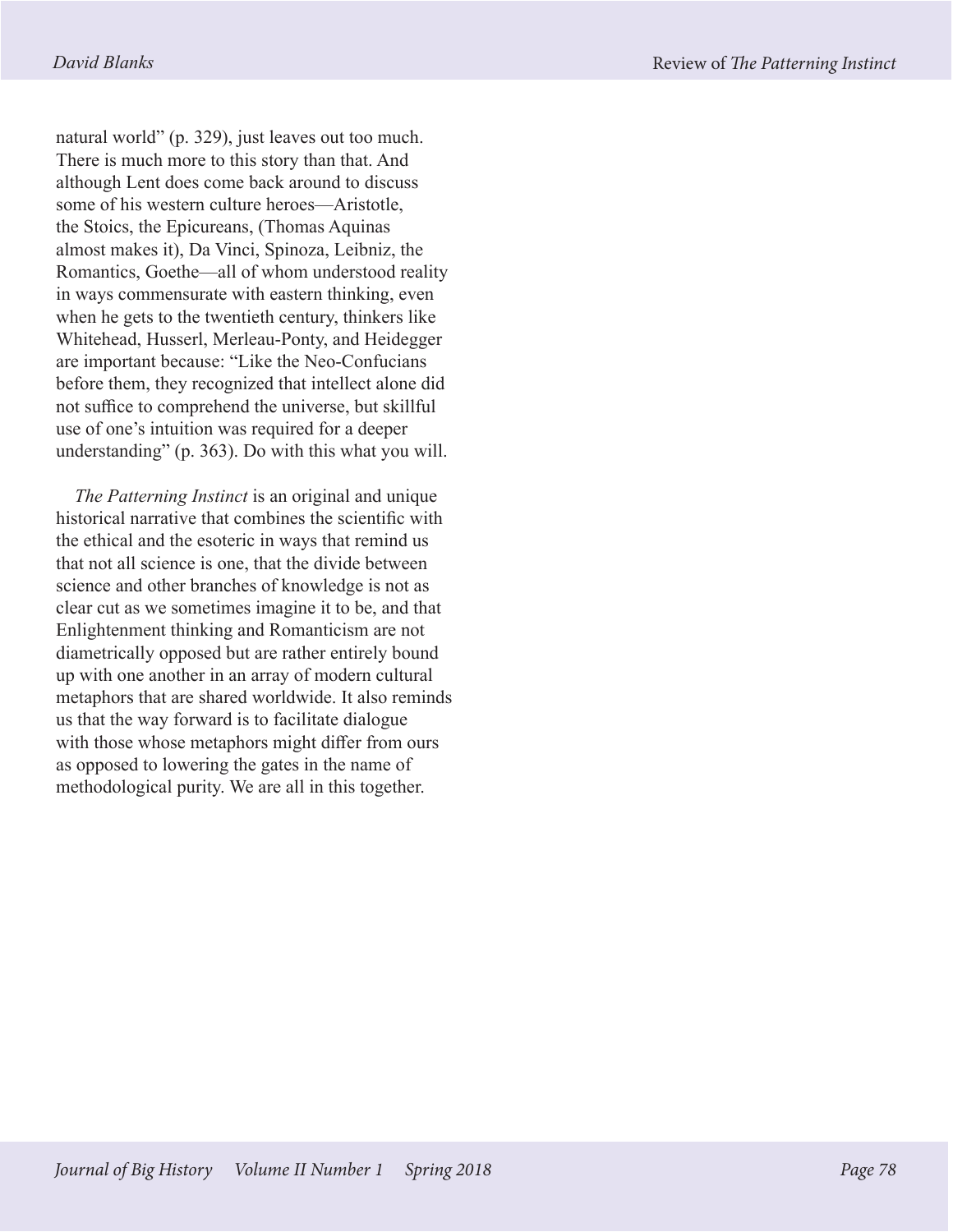natural world" (p. 329), just leaves out too much. There is much more to this story than that. And although Lent does come back around to discuss some of his western culture heroes—Aristotle, the Stoics, the Epicureans, (Thomas Aquinas almost makes it), Da Vinci, Spinoza, Leibniz, the Romantics, Goethe—all of whom understood reality in ways commensurate with eastern thinking, even when he gets to the twentieth century, thinkers like Whitehead, Husserl, Merleau-Ponty, and Heidegger are important because: "Like the Neo-Confucians before them, they recognized that intellect alone did not suffice to comprehend the universe, but skillful use of one's intuition was required for a deeper understanding" (p. 363). Do with this what you will.

*The Patterning Instinct* is an original and unique historical narrative that combines the scientific with the ethical and the esoteric in ways that remind us that not all science is one, that the divide between science and other branches of knowledge is not as clear cut as we sometimes imagine it to be, and that Enlightenment thinking and Romanticism are not diametrically opposed but are rather entirely bound up with one another in an array of modern cultural metaphors that are shared worldwide. It also reminds us that the way forward is to facilitate dialogue with those whose metaphors might differ from ours as opposed to lowering the gates in the name of methodological purity. We are all in this together.